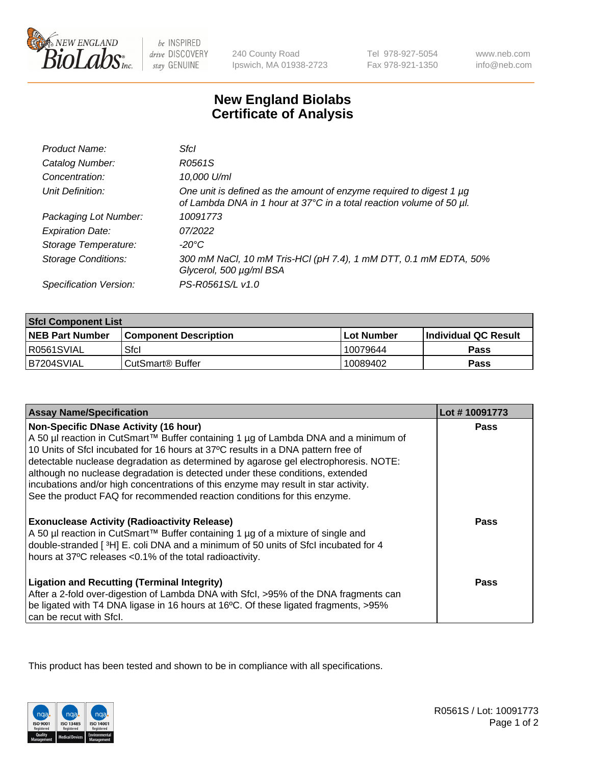# New England Biolabs Certificate of Analysis

| | |
|---|---|
| *Product Name:* | *SfcI* |
| *Catalog Number:* | *R0561S* |
| *Concentration:* | *10,000 U/ml* |
| *Unit Definition:* | *One unit is defined as the amount of enzyme required to digest 1 µg of Lambda DNA in 1 hour at 37°C in a total reaction volume of 50 µl.* |
| *Packaging Lot Number:* | *10091773* |
| *Expiration Date:* | *07/2022* |
| *Storage Temperature:* | *-20°C* |
| *Storage Conditions:* | *300 mM NaCl, 10 mM Tris-HCl (pH 7.4), 1 mM DTT, 0.1 mM EDTA, 50% Glycerol, 500 µg/ml BSA* |
| *Specification Version:* | *PS-R0561S/L v1.0* |

| **SfcI Component List** | | | |
|---|---|---|---|
| **NEB Part Number** | **Component Description** | **Lot Number** | **Individual QC Result** |
| R0561SVIAL | SfcI | 10079644 | **Pass** |
| B7204SVIAL | CutSmart® Buffer | 10089402 | **Pass** |

| **Assay Name/Specification** | **Lot # 10091773** |
|---|---|
| **Non-Specific DNase Activity (16 hour)** A 50 µl reaction in CutSmart™ Buffer containing 1 µg of Lambda DNA and a minimum of 10 Units of SfcI incubated for 16 hours at 37ºC results in a DNA pattern free of detectable nuclease degradation as determined by agarose gel electrophoresis. NOTE: although no nuclease degradation is detected under these conditions, extended incubations and/or high concentrations of this enzyme may result in star activity. See the product FAQ for recommended reaction conditions for this enzyme. | **Pass** |
| **Exonuclease Activity (Radioactivity Release)** A 50 µl reaction in CutSmart™ Buffer containing 1 µg of a mixture of single and double-stranded [ $^{3}$H] E. coli DNA and a minimum of 50 units of SfcI incubated for 4 hours at 37ºC releases <0.1% of the total radioactivity. | **Pass** |
| **Ligation and Recutting (Terminal Integrity)** After a 2-fold over-digestion of Lambda DNA with SfcI, >95% of the DNA fragments can be ligated with T4 DNA ligase in 16 hours at 16ºC. Of these ligated fragments, >95% can be recut with SfcI. | **Pass** |

This product has been tested and shown to be in compliance with all specifications.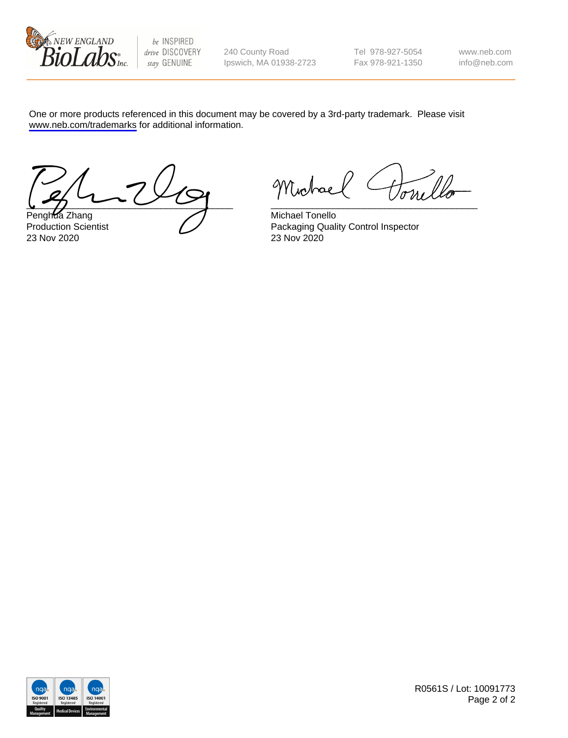One or more products referenced in this document may be covered by a 3rd-party trademark. Please visit www.neb.com/trademarks for additional information.

Penghua Zhang
Production Scientist
23 Nov 2020

Michael Tonello
Packaging Quality Control Inspector
23 Nov 2020

R0561S / Lot: 10091773